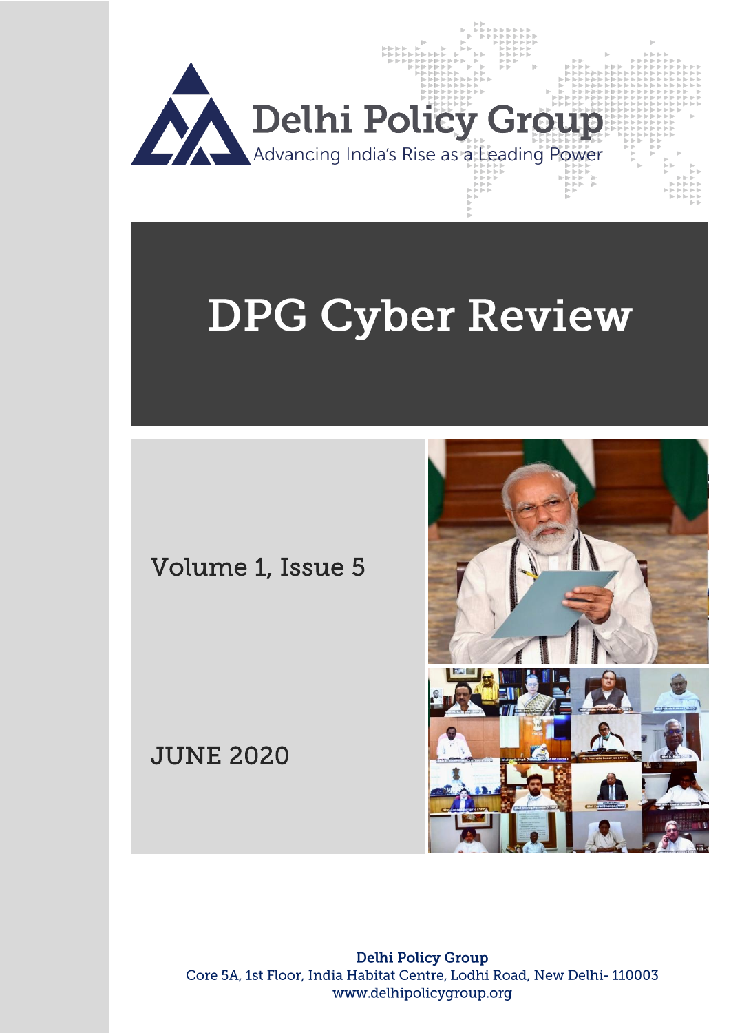# Delhi Policy Group

Advancing India's Rise as a Leading Power

# DPG Cyber Review

Volume 1, Issue 5

JUNE 2020

**Delhi Policy Group**
Core 5A, 1st Floor, India Habitat Centre, Lodhi Road, New Delhi- 110003
www.delhipolicygroup.org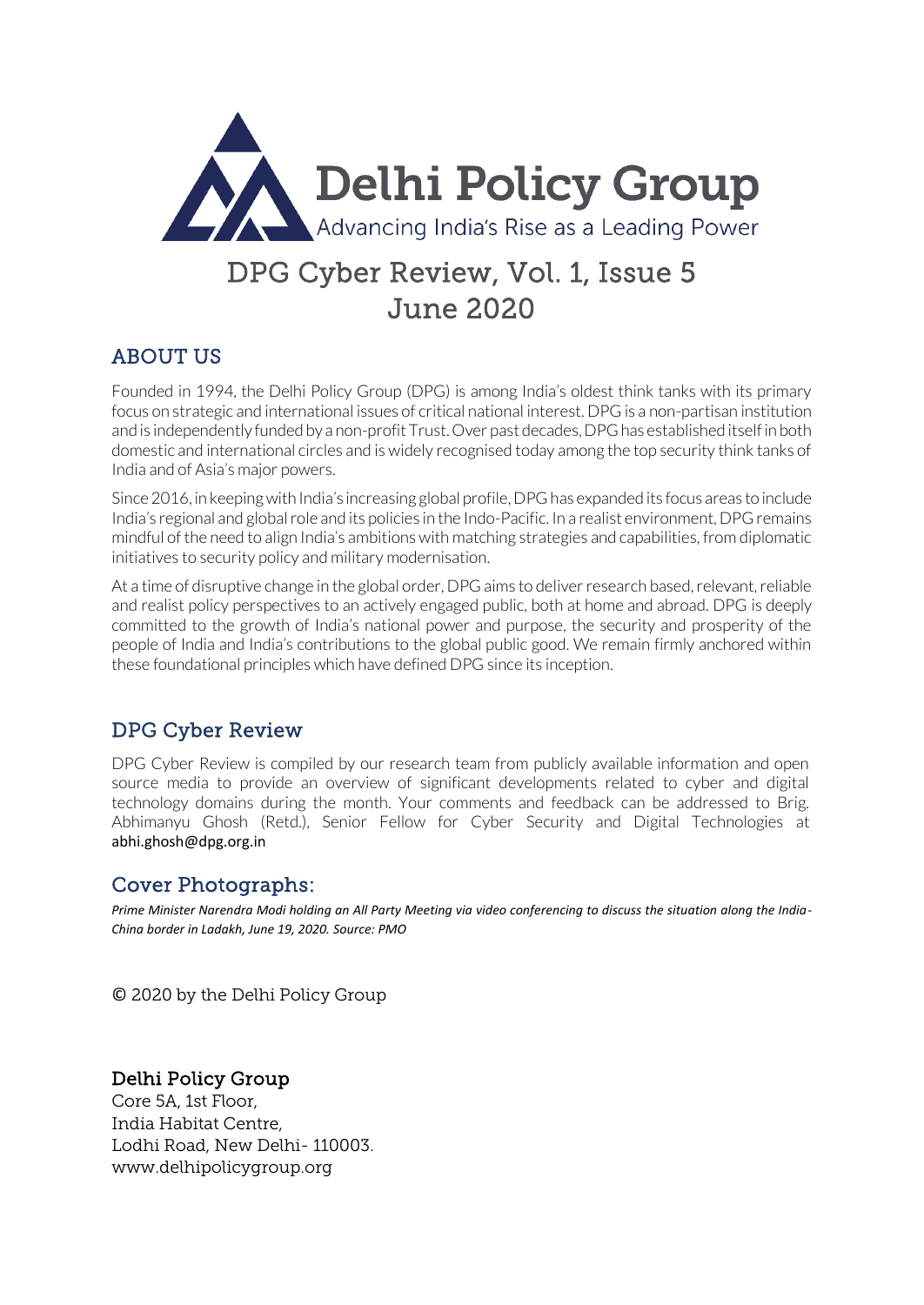# Delhi Policy Group

Advancing India's Rise as a Leading Power

## DPG Cyber Review, Vol. 1, Issue 5
## June 2020

## ABOUT US

Founded in 1994, the Delhi Policy Group (DPG) is among India's oldest think tanks with its primary focus on strategic and international issues of critical national interest. DPG is a non-partisan institution and is independently funded by a non-profit Trust. Over past decades, DPG has established itself in both domestic and international circles and is widely recognised today among the top security think tanks of India and of Asia's major powers.

Since 2016, in keeping with India's increasing global profile, DPG has expanded its focus areas to include India's regional and global role and its policies in the Indo-Pacific. In a realist environment, DPG remains mindful of the need to align India's ambitions with matching strategies and capabilities, from diplomatic initiatives to security policy and military modernisation.

At a time of disruptive change in the global order, DPG aims to deliver research based, relevant, reliable and realist policy perspectives to an actively engaged public, both at home and abroad. DPG is deeply committed to the growth of India's national power and purpose, the security and prosperity of the people of India and India's contributions to the global public good. We remain firmly anchored within these foundational principles which have defined DPG since its inception.

## DPG Cyber Review

DPG Cyber Review is compiled by our research team from publicly available information and open source media to provide an overview of significant developments related to cyber and digital technology domains during the month. Your comments and feedback can be addressed to Brig. Abhimanyu Ghosh (Retd.), Senior Fellow for Cyber Security and Digital Technologies at abhi.ghosh@dpg.org.in

## Cover Photographs:

*Prime Minister Narendra Modi holding an All Party Meeting via video conferencing to discuss the situation along the India-China border in Ladakh, June 19, 2020. Source: PMO*

© 2020 by the Delhi Policy Group

**Delhi Policy Group**
Core 5A, 1st Floor,
India Habitat Centre,
Lodhi Road, New Delhi- 110003.
www.delhipolicygroup.org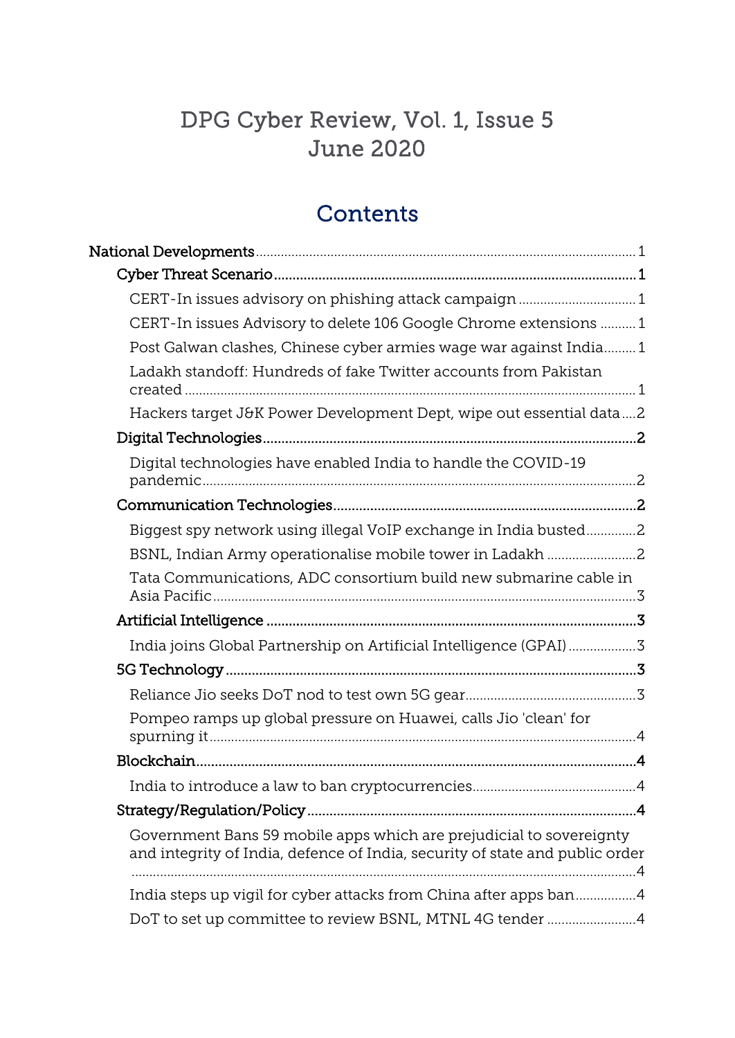# DPG Cyber Review, Vol. 1, Issue 5
# June 2020

## Contents

- National Developments ... 1
  - Cyber Threat Scenario ... 1
    - CERT-In issues advisory on phishing attack campaign ... 1
    - CERT-In issues Advisory to delete 106 Google Chrome extensions ... 1
    - Post Galwan clashes, Chinese cyber armies wage war against India ... 1
    - Ladakh standoff: Hundreds of fake Twitter accounts from Pakistan created ... 1
    - Hackers target J&K Power Development Dept, wipe out essential data ... 2
  - Digital Technologies ... 2
    - Digital technologies have enabled India to handle the COVID-19 pandemic ... 2
  - Communication Technologies ... 2
    - Biggest spy network using illegal VoIP exchange in India busted ... 2
    - BSNL, Indian Army operationalise mobile tower in Ladakh ... 2
    - Tata Communications, ADC consortium build new submarine cable in Asia Pacific ... 3
  - Artificial Intelligence ... 3
    - India joins Global Partnership on Artificial Intelligence (GPAI) ... 3
  - 5G Technology ... 3
    - Reliance Jio seeks DoT nod to test own 5G gear ... 3
    - Pompeo ramps up global pressure on Huawei, calls Jio 'clean' for spurning it ... 4
  - Blockchain ... 4
    - India to introduce a law to ban cryptocurrencies ... 4
  - Strategy/Regulation/Policy ... 4
    - Government Bans 59 mobile apps which are prejudicial to sovereignty and integrity of India, defence of India, security of state and public order ... 4
    - India steps up vigil for cyber attacks from China after apps ban ... 4
    - DoT to set up committee to review BSNL, MTNL 4G tender ... 4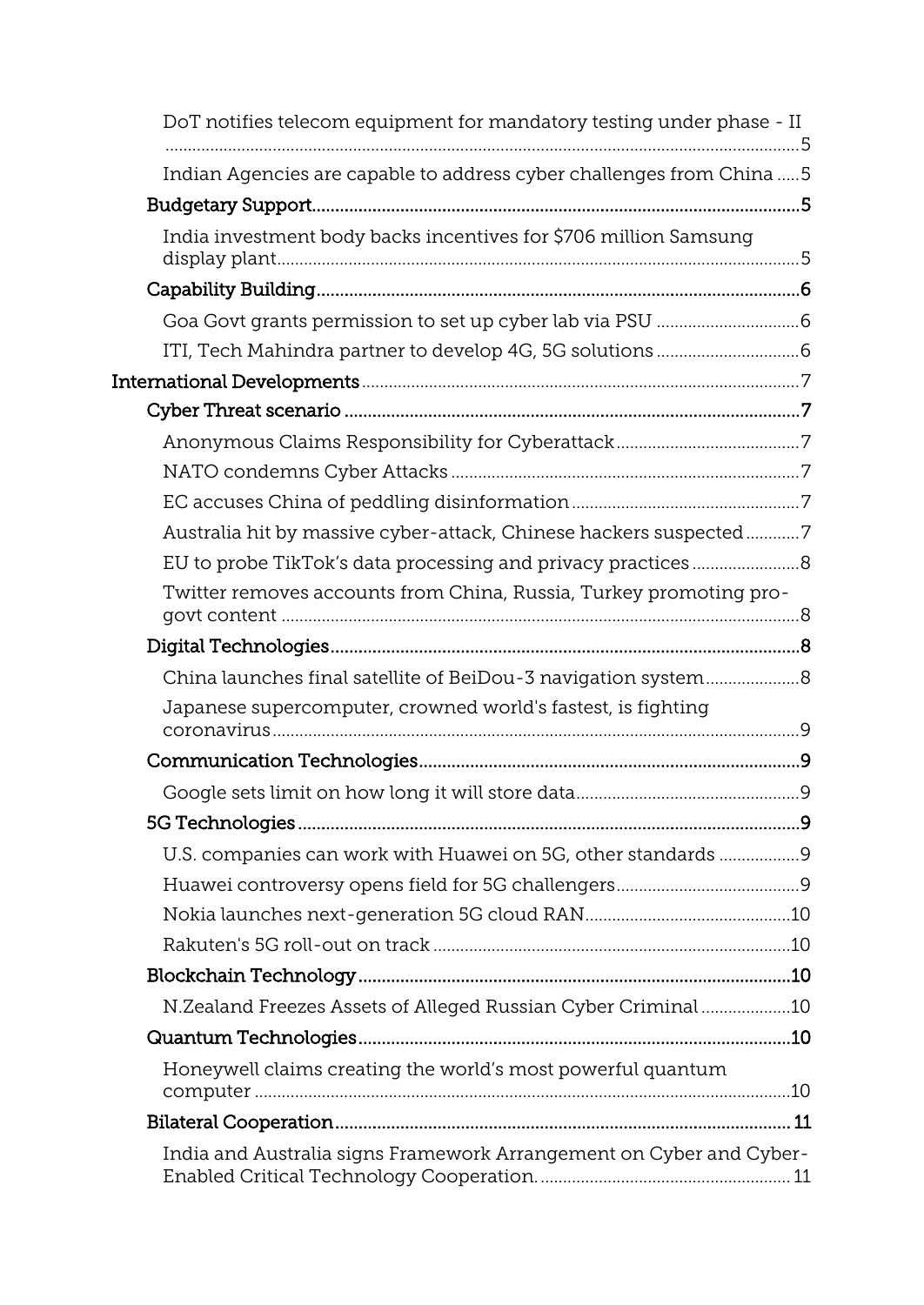- DoT notifies telecom equipment for mandatory testing under phase - II ..... 5
- Indian Agencies are capable to address cyber challenges from China ..... 5
- Budgetary Support ..... 5
  - India investment body backs incentives for $706 million Samsung display plant ..... 5
- Capability Building ..... 6
  - Goa Govt grants permission to set up cyber lab via PSU ..... 6
  - ITI, Tech Mahindra partner to develop 4G, 5G solutions ..... 6

International Developments ..... 7

- Cyber Threat scenario ..... 7
  - Anonymous Claims Responsibility for Cyberattack ..... 7
  - NATO condemns Cyber Attacks ..... 7
  - EC accuses China of peddling disinformation ..... 7
  - Australia hit by massive cyber-attack, Chinese hackers suspected ..... 7
  - EU to probe TikTok's data processing and privacy practices ..... 8
  - Twitter removes accounts from China, Russia, Turkey promoting pro-govt content ..... 8
- Digital Technologies ..... 8
  - China launches final satellite of BeiDou-3 navigation system ..... 8
  - Japanese supercomputer, crowned world's fastest, is fighting coronavirus ..... 9
- Communication Technologies ..... 9
  - Google sets limit on how long it will store data ..... 9
- 5G Technologies ..... 9
  - U.S. companies can work with Huawei on 5G, other standards ..... 9
  - Huawei controversy opens field for 5G challengers ..... 9
  - Nokia launches next-generation 5G cloud RAN ..... 10
  - Rakuten's 5G roll-out on track ..... 10
- Blockchain Technology ..... 10
  - N.Zealand Freezes Assets of Alleged Russian Cyber Criminal ..... 10
- Quantum Technologies ..... 10
  - Honeywell claims creating the world's most powerful quantum computer ..... 10
- Bilateral Cooperation ..... 11
  - India and Australia signs Framework Arrangement on Cyber and Cyber-Enabled Critical Technology Cooperation. ..... 11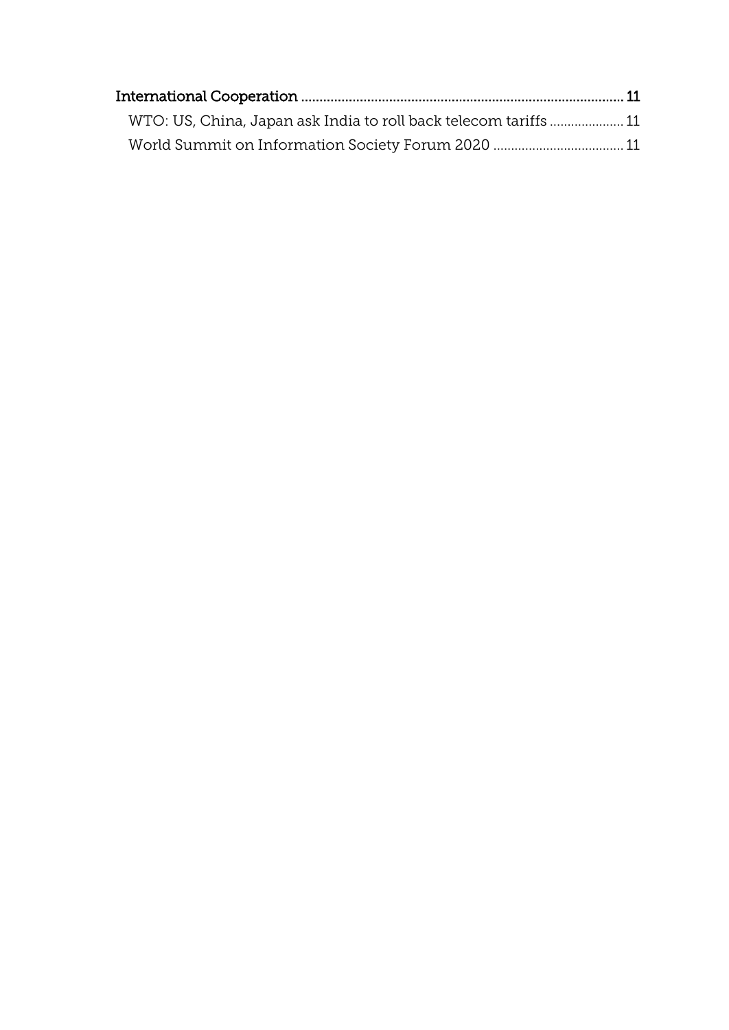International Cooperation ........................................................................................ 11

WTO: US, China, Japan ask India to roll back telecom tariffs ..................... 11

World Summit on Information Society Forum 2020 ..................................... 11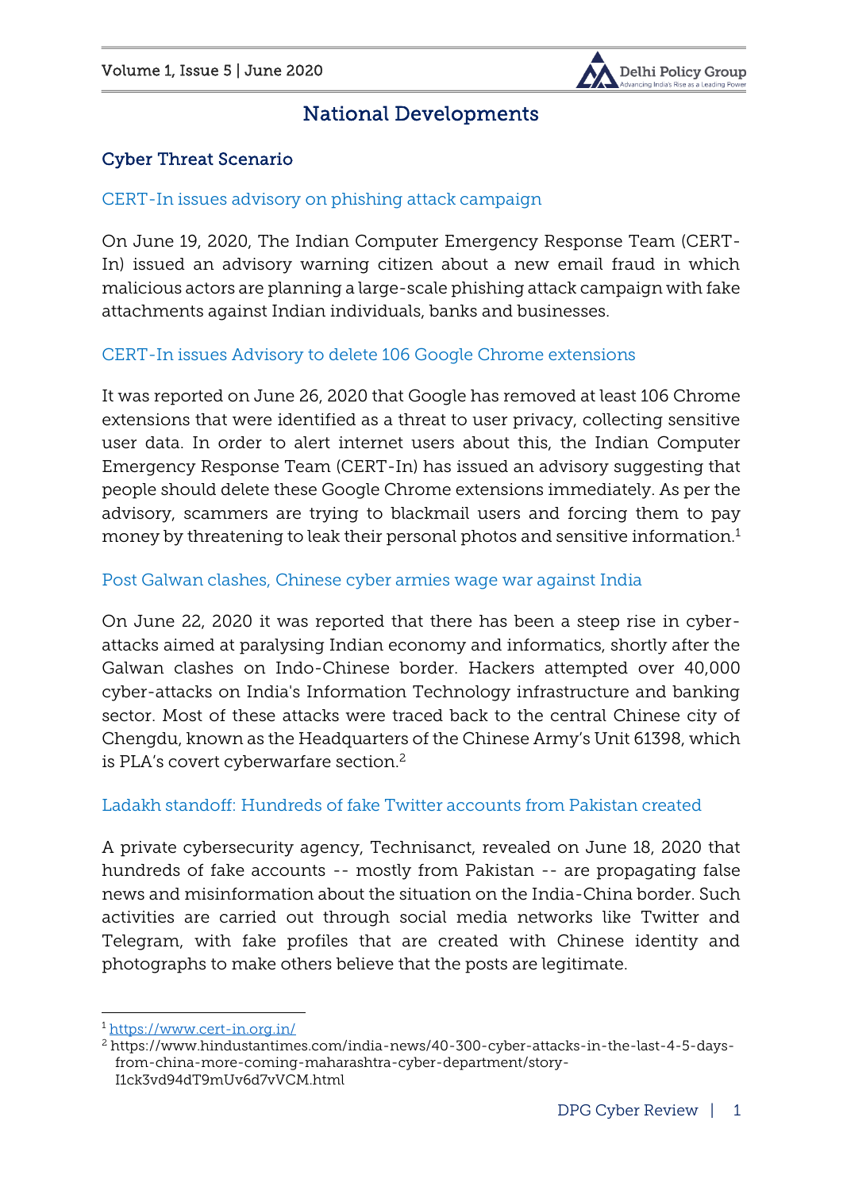# National Developments

## Cyber Threat Scenario

### CERT-In issues advisory on phishing attack campaign

On June 19, 2020, The Indian Computer Emergency Response Team (CERT-In) issued an advisory warning citizen about a new email fraud in which malicious actors are planning a large-scale phishing attack campaign with fake attachments against Indian individuals, banks and businesses.

### CERT-In issues Advisory to delete 106 Google Chrome extensions

It was reported on June 26, 2020 that Google has removed at least 106 Chrome extensions that were identified as a threat to user privacy, collecting sensitive user data. In order to alert internet users about this, the Indian Computer Emergency Response Team (CERT-In) has issued an advisory suggesting that people should delete these Google Chrome extensions immediately. As per the advisory, scammers are trying to blackmail users and forcing them to pay money by threatening to leak their personal photos and sensitive information.[1]

### Post Galwan clashes, Chinese cyber armies wage war against India

On June 22, 2020 it was reported that there has been a steep rise in cyber-attacks aimed at paralysing Indian economy and informatics, shortly after the Galwan clashes on Indo-Chinese border. Hackers attempted over 40,000 cyber-attacks on India's Information Technology infrastructure and banking sector. Most of these attacks were traced back to the central Chinese city of Chengdu, known as the Headquarters of the Chinese Army's Unit 61398, which is PLA's covert cyberwarfare section.[2]

### Ladakh standoff: Hundreds of fake Twitter accounts from Pakistan created

A private cybersecurity agency, Technisanct, revealed on June 18, 2020 that hundreds of fake accounts -- mostly from Pakistan -- are propagating false news and misinformation about the situation on the India-China border. Such activities are carried out through social media networks like Twitter and Telegram, with fake profiles that are created with Chinese identity and photographs to make others believe that the posts are legitimate.

---

[1] https://www.cert-in.org.in/

[2] https://www.hindustantimes.com/india-news/40-300-cyber-attacks-in-the-last-4-5-days-from-china-more-coming-maharashtra-cyber-department/story-I1ck3vd94dT9mUv6d7vVCM.html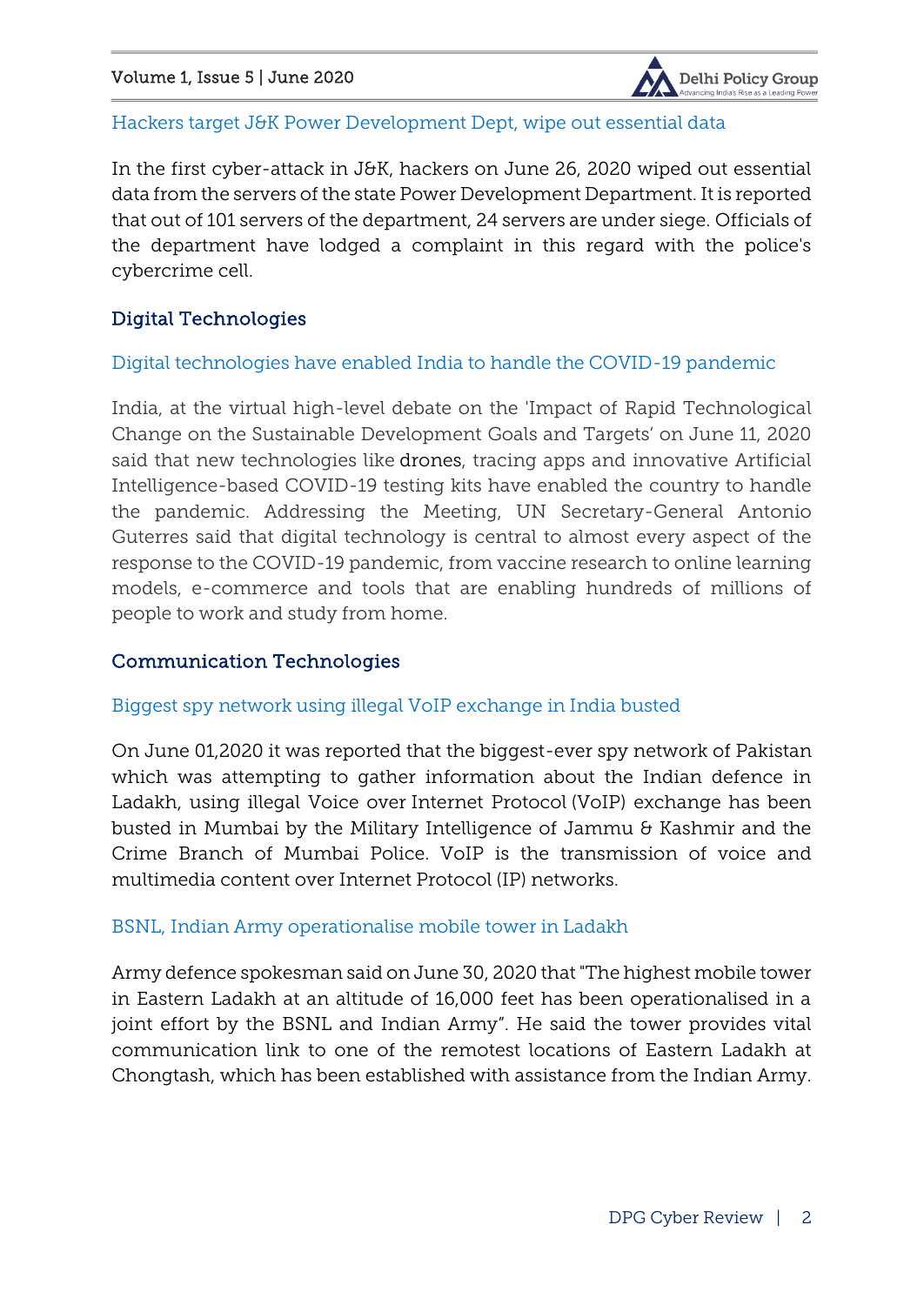### Hackers target J&K Power Development Dept, wipe out essential data

In the first cyber-attack in J&K, hackers on June 26, 2020 wiped out essential data from the servers of the state Power Development Department. It is reported that out of 101 servers of the department, 24 servers are under siege. Officials of the department have lodged a complaint in this regard with the police's cybercrime cell.

## Digital Technologies

### Digital technologies have enabled India to handle the COVID-19 pandemic

India, at the virtual high-level debate on the 'Impact of Rapid Technological Change on the Sustainable Development Goals and Targets' on June 11, 2020 said that new technologies like drones, tracing apps and innovative Artificial Intelligence-based COVID-19 testing kits have enabled the country to handle the pandemic. Addressing the Meeting, UN Secretary-General Antonio Guterres said that digital technology is central to almost every aspect of the response to the COVID-19 pandemic, from vaccine research to online learning models, e-commerce and tools that are enabling hundreds of millions of people to work and study from home.

## Communication Technologies

### Biggest spy network using illegal VoIP exchange in India busted

On June 01,2020 it was reported that the biggest-ever spy network of Pakistan which was attempting to gather information about the Indian defence in Ladakh, using illegal Voice over Internet Protocol (VoIP) exchange has been busted in Mumbai by the Military Intelligence of Jammu & Kashmir and the Crime Branch of Mumbai Police. VoIP is the transmission of voice and multimedia content over Internet Protocol (IP) networks.

### BSNL, Indian Army operationalise mobile tower in Ladakh

Army defence spokesman said on June 30, 2020 that "The highest mobile tower in Eastern Ladakh at an altitude of 16,000 feet has been operationalised in a joint effort by the BSNL and Indian Army". He said the tower provides vital communication link to one of the remotest locations of Eastern Ladakh at Chongtash, which has been established with assistance from the Indian Army.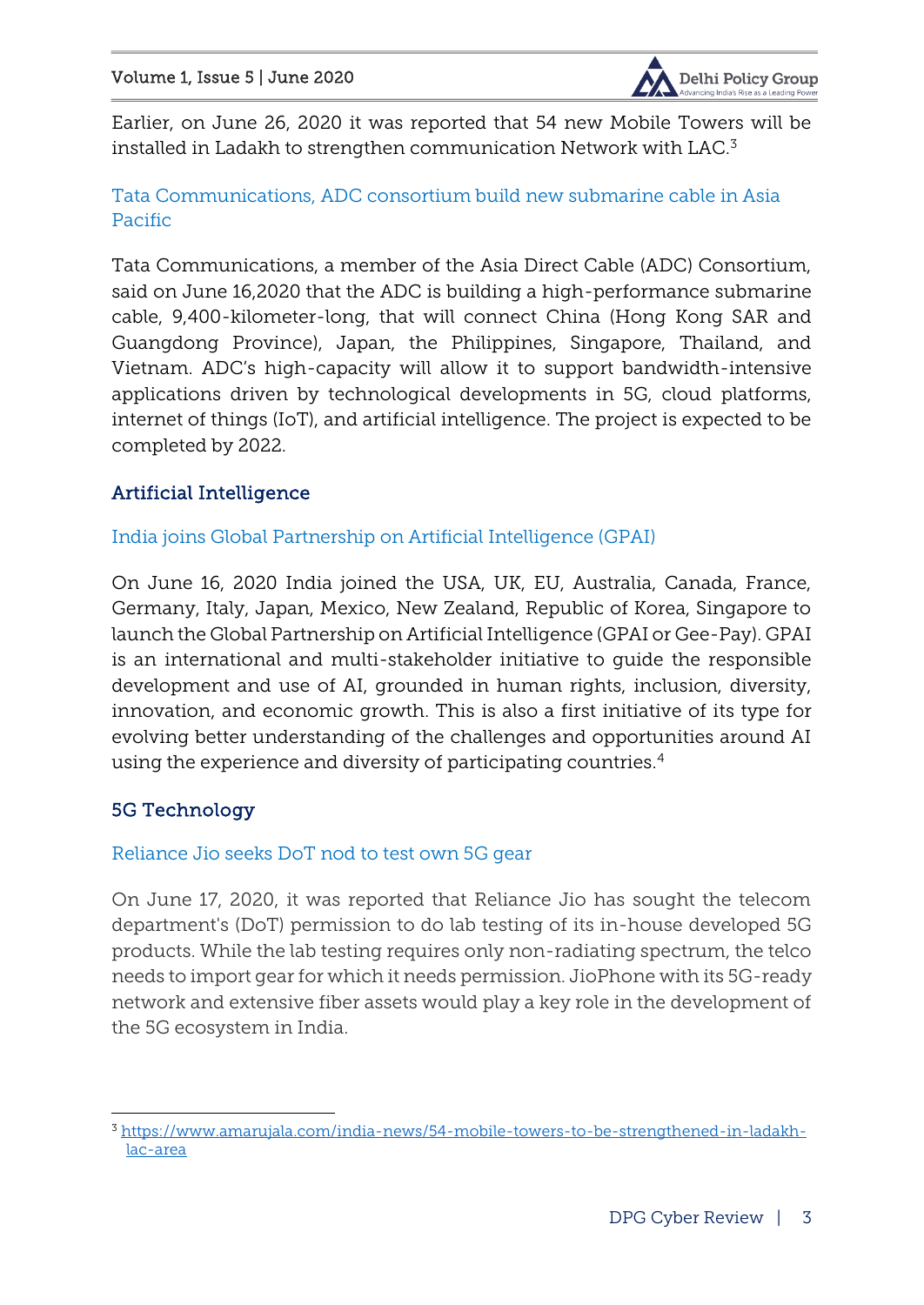Earlier, on June 26, 2020 it was reported that 54 new Mobile Towers will be installed in Ladakh to strengthen communication Network with LAC.[3]

### Tata Communications, ADC consortium build new submarine cable in Asia Pacific

Tata Communications, a member of the Asia Direct Cable (ADC) Consortium, said on June 16,2020 that the ADC is building a high-performance submarine cable, 9,400-kilometer-long, that will connect China (Hong Kong SAR and Guangdong Province), Japan, the Philippines, Singapore, Thailand, and Vietnam. ADC's high-capacity will allow it to support bandwidth-intensive applications driven by technological developments in 5G, cloud platforms, internet of things (IoT), and artificial intelligence. The project is expected to be completed by 2022.

## Artificial Intelligence

### India joins Global Partnership on Artificial Intelligence (GPAI)

On June 16, 2020 India joined the USA, UK, EU, Australia, Canada, France, Germany, Italy, Japan, Mexico, New Zealand, Republic of Korea, Singapore to launch the Global Partnership on Artificial Intelligence (GPAI or Gee-Pay). GPAI is an international and multi-stakeholder initiative to guide the responsible development and use of AI, grounded in human rights, inclusion, diversity, innovation, and economic growth. This is also a first initiative of its type for evolving better understanding of the challenges and opportunities around AI using the experience and diversity of participating countries.[4]

## 5G Technology

### Reliance Jio seeks DoT nod to test own 5G gear

On June 17, 2020, it was reported that Reliance Jio has sought the telecom department's (DoT) permission to do lab testing of its in-house developed 5G products. While the lab testing requires only non-radiating spectrum, the telco needs to import gear for which it needs permission. JioPhone with its 5G-ready network and extensive fiber assets would play a key role in the development of the 5G ecosystem in India.

---

[3] https://www.amarujala.com/india-news/54-mobile-towers-to-be-strengthened-in-ladakh-lac-area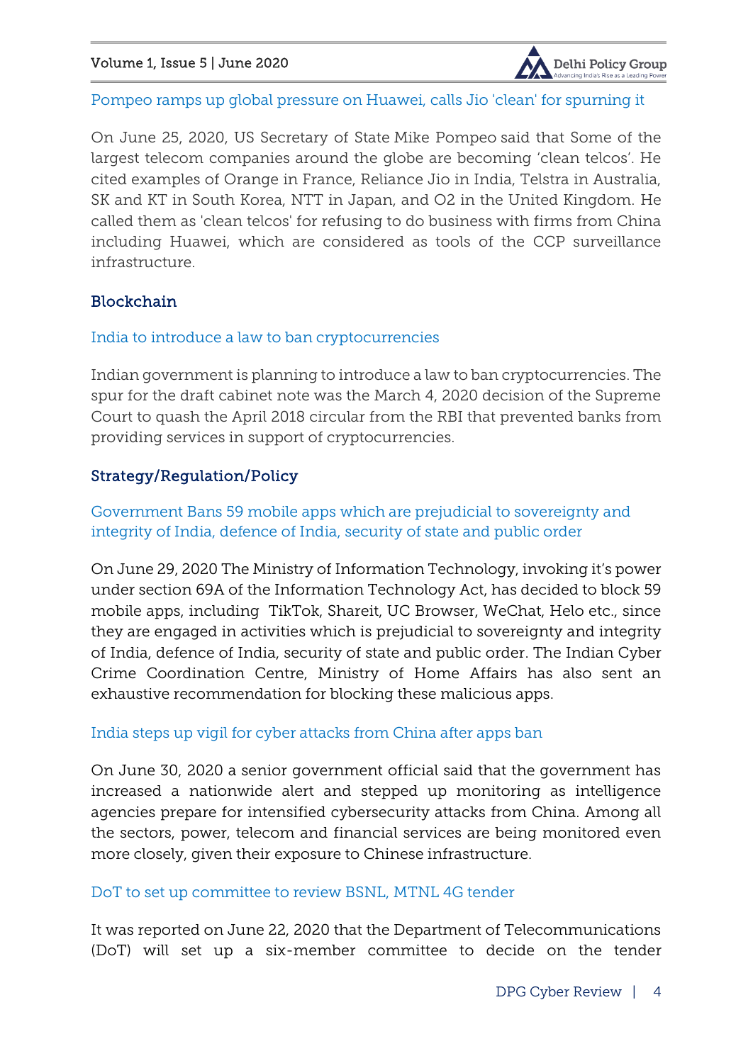### Pompeo ramps up global pressure on Huawei, calls Jio 'clean' for spurning it

On June 25, 2020, US Secretary of State Mike Pompeo said that Some of the largest telecom companies around the globe are becoming 'clean telcos'. He cited examples of Orange in France, Reliance Jio in India, Telstra in Australia, SK and KT in South Korea, NTT in Japan, and O2 in the United Kingdom. He called them as 'clean telcos' for refusing to do business with firms from China including Huawei, which are considered as tools of the CCP surveillance infrastructure.

## Blockchain

### India to introduce a law to ban cryptocurrencies

Indian government is planning to introduce a law to ban cryptocurrencies. The spur for the draft cabinet note was the March 4, 2020 decision of the Supreme Court to quash the April 2018 circular from the RBI that prevented banks from providing services in support of cryptocurrencies.

## Strategy/Regulation/Policy

### Government Bans 59 mobile apps which are prejudicial to sovereignty and integrity of India, defence of India, security of state and public order

On June 29, 2020 The Ministry of Information Technology, invoking it's power under section 69A of the Information Technology Act, has decided to block 59 mobile apps, including TikTok, Shareit, UC Browser, WeChat, Helo etc., since they are engaged in activities which is prejudicial to sovereignty and integrity of India, defence of India, security of state and public order. The Indian Cyber Crime Coordination Centre, Ministry of Home Affairs has also sent an exhaustive recommendation for blocking these malicious apps.

### India steps up vigil for cyber attacks from China after apps ban

On June 30, 2020 a senior government official said that the government has increased a nationwide alert and stepped up monitoring as intelligence agencies prepare for intensified cybersecurity attacks from China. Among all the sectors, power, telecom and financial services are being monitored even more closely, given their exposure to Chinese infrastructure.

### DoT to set up committee to review BSNL, MTNL 4G tender

It was reported on June 22, 2020 that the Department of Telecommunications (DoT) will set up a six-member committee to decide on the tender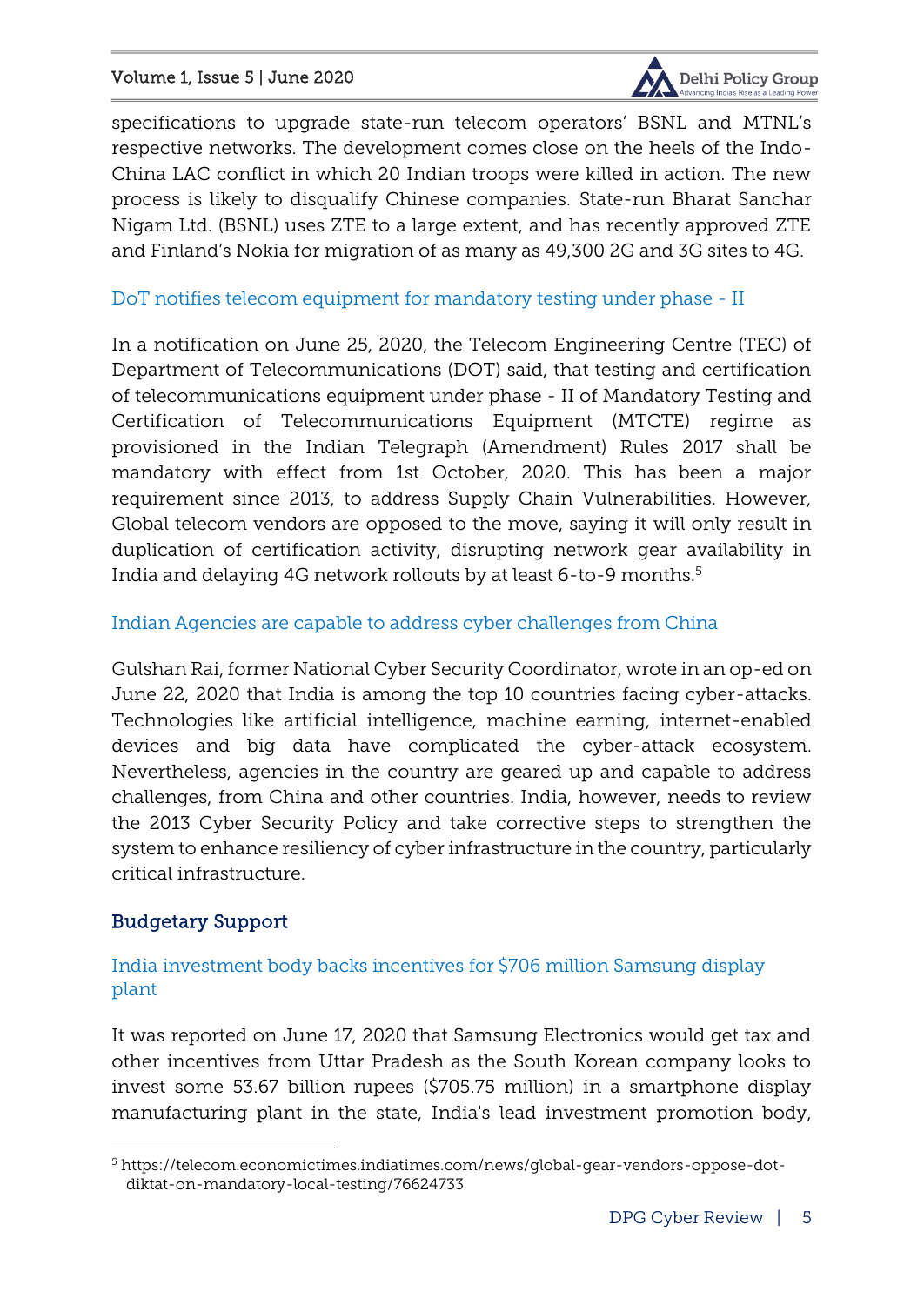specifications to upgrade state-run telecom operators' BSNL and MTNL's respective networks. The development comes close on the heels of the Indo-China LAC conflict in which 20 Indian troops were killed in action. The new process is likely to disqualify Chinese companies. State-run Bharat Sanchar Nigam Ltd. (BSNL) uses ZTE to a large extent, and has recently approved ZTE and Finland's Nokia for migration of as many as 49,300 2G and 3G sites to 4G.

### DoT notifies telecom equipment for mandatory testing under phase - II

In a notification on June 25, 2020, the Telecom Engineering Centre (TEC) of Department of Telecommunications (DOT) said, that testing and certification of telecommunications equipment under phase - II of Mandatory Testing and Certification of Telecommunications Equipment (MTCTE) regime as provisioned in the Indian Telegraph (Amendment) Rules 2017 shall be mandatory with effect from 1st October, 2020. This has been a major requirement since 2013, to address Supply Chain Vulnerabilities. However, Global telecom vendors are opposed to the move, saying it will only result in duplication of certification activity, disrupting network gear availability in India and delaying 4G network rollouts by at least 6-to-9 months.[5]

### Indian Agencies are capable to address cyber challenges from China

Gulshan Rai, former National Cyber Security Coordinator, wrote in an op-ed on June 22, 2020 that India is among the top 10 countries facing cyber-attacks. Technologies like artificial intelligence, machine earning, internet-enabled devices and big data have complicated the cyber-attack ecosystem. Nevertheless, agencies in the country are geared up and capable to address challenges, from China and other countries. India, however, needs to review the 2013 Cyber Security Policy and take corrective steps to strengthen the system to enhance resiliency of cyber infrastructure in the country, particularly critical infrastructure.

## Budgetary Support

### India investment body backs incentives for $706 million Samsung display plant

It was reported on June 17, 2020 that Samsung Electronics would get tax and other incentives from Uttar Pradesh as the South Korean company looks to invest some 53.67 billion rupees ($705.75 million) in a smartphone display manufacturing plant in the state, India's lead investment promotion body,

[5] https://telecom.economictimes.indiatimes.com/news/global-gear-vendors-oppose-dot-diktat-on-mandatory-local-testing/76624733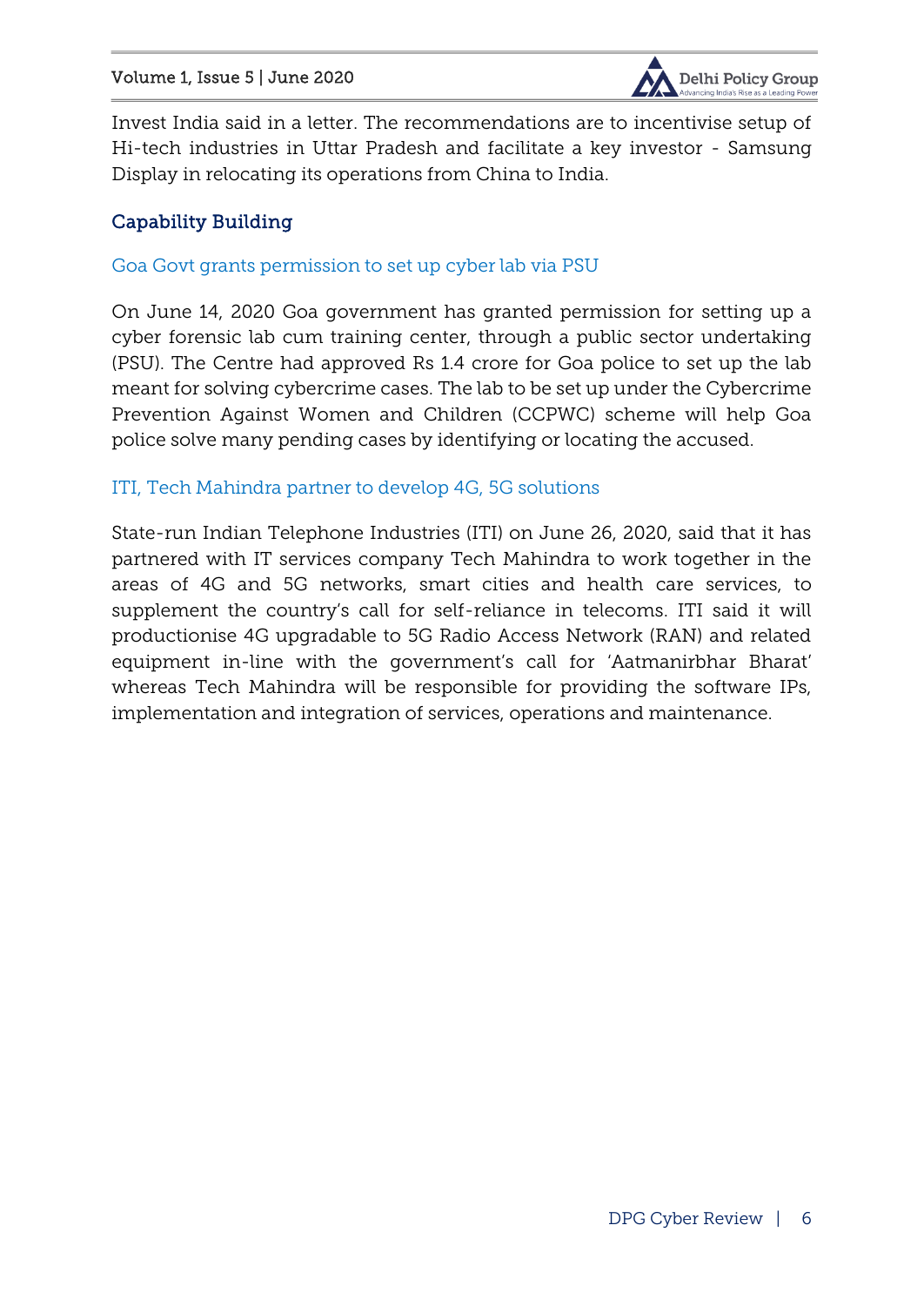Invest India said in a letter. The recommendations are to incentivise setup of Hi-tech industries in Uttar Pradesh and facilitate a key investor - Samsung Display in relocating its operations from China to India.

## Capability Building

### Goa Govt grants permission to set up cyber lab via PSU

On June 14, 2020 Goa government has granted permission for setting up a cyber forensic lab cum training center, through a public sector undertaking (PSU). The Centre had approved Rs 1.4 crore for Goa police to set up the lab meant for solving cybercrime cases. The lab to be set up under the Cybercrime Prevention Against Women and Children (CCPWC) scheme will help Goa police solve many pending cases by identifying or locating the accused.

### ITI, Tech Mahindra partner to develop 4G, 5G solutions

State-run Indian Telephone Industries (ITI) on June 26, 2020, said that it has partnered with IT services company Tech Mahindra to work together in the areas of 4G and 5G networks, smart cities and health care services, to supplement the country's call for self-reliance in telecoms. ITI said it will productionise 4G upgradable to 5G Radio Access Network (RAN) and related equipment in-line with the government's call for 'Aatmanirbhar Bharat' whereas Tech Mahindra will be responsible for providing the software IPs, implementation and integration of services, operations and maintenance.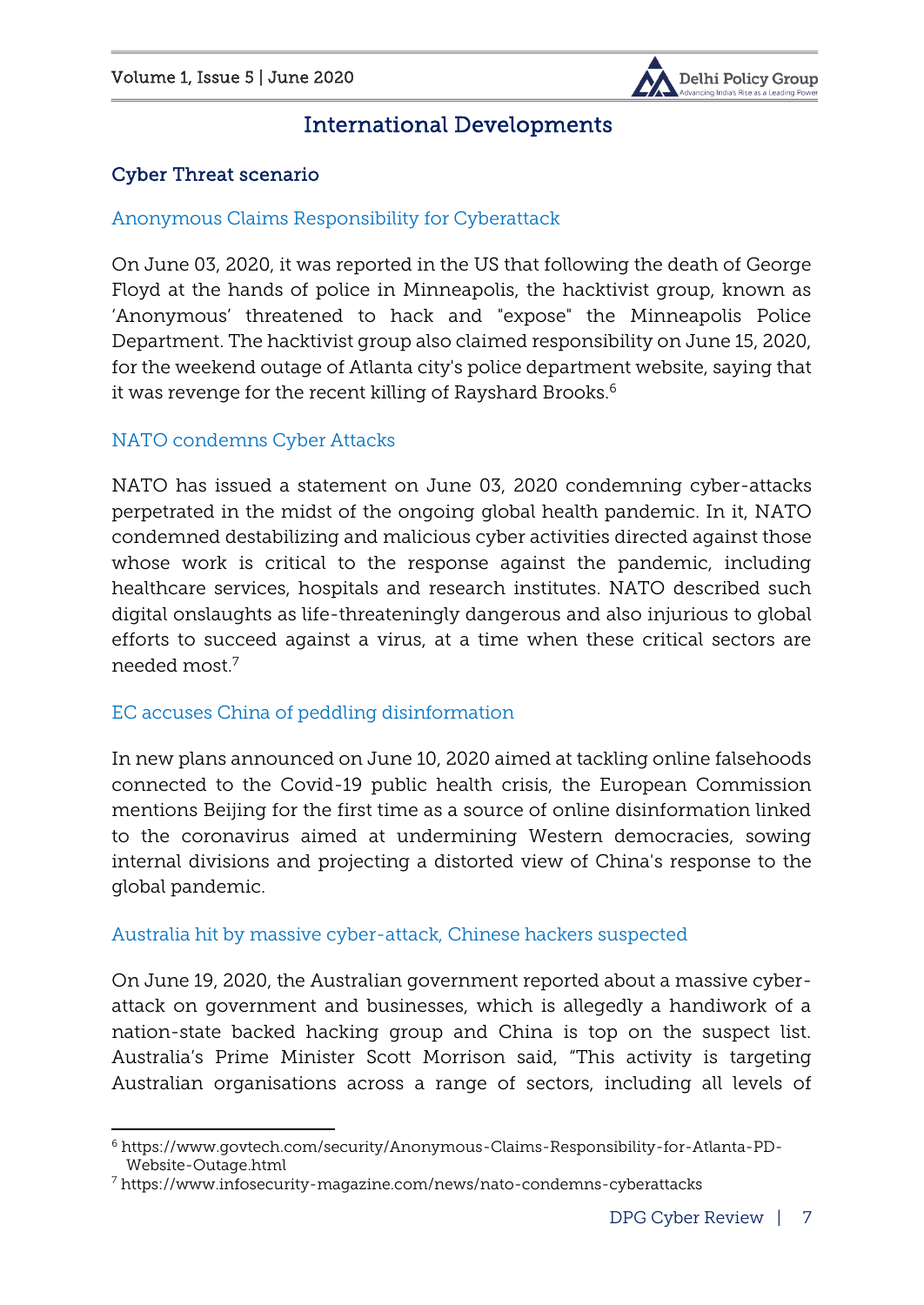## International Developments

### Cyber Threat scenario

#### Anonymous Claims Responsibility for Cyberattack

On June 03, 2020, it was reported in the US that following the death of George Floyd at the hands of police in Minneapolis, the hacktivist group, known as 'Anonymous' threatened to hack and "expose" the Minneapolis Police Department. The hacktivist group also claimed responsibility on June 15, 2020, for the weekend outage of Atlanta city's police department website, saying that it was revenge for the recent killing of Rayshard Brooks.[6]

#### NATO condemns Cyber Attacks

NATO has issued a statement on June 03, 2020 condemning cyber-attacks perpetrated in the midst of the ongoing global health pandemic. In it, NATO condemned destabilizing and malicious cyber activities directed against those whose work is critical to the response against the pandemic, including healthcare services, hospitals and research institutes. NATO described such digital onslaughts as life-threateningly dangerous and also injurious to global efforts to succeed against a virus, at a time when these critical sectors are needed most.[7]

#### EC accuses China of peddling disinformation

In new plans announced on June 10, 2020 aimed at tackling online falsehoods connected to the Covid-19 public health crisis, the European Commission mentions Beijing for the first time as a source of online disinformation linked to the coronavirus aimed at undermining Western democracies, sowing internal divisions and projecting a distorted view of China's response to the global pandemic.

#### Australia hit by massive cyber-attack, Chinese hackers suspected

On June 19, 2020, the Australian government reported about a massive cyber-attack on government and businesses, which is allegedly a handiwork of a nation-state backed hacking group and China is top on the suspect list. Australia's Prime Minister Scott Morrison said, "This activity is targeting Australian organisations across a range of sectors, including all levels of

---

[6] https://www.govtech.com/security/Anonymous-Claims-Responsibility-for-Atlanta-PD-Website-Outage.html

[7] https://www.infosecurity-magazine.com/news/nato-condemns-cyberattacks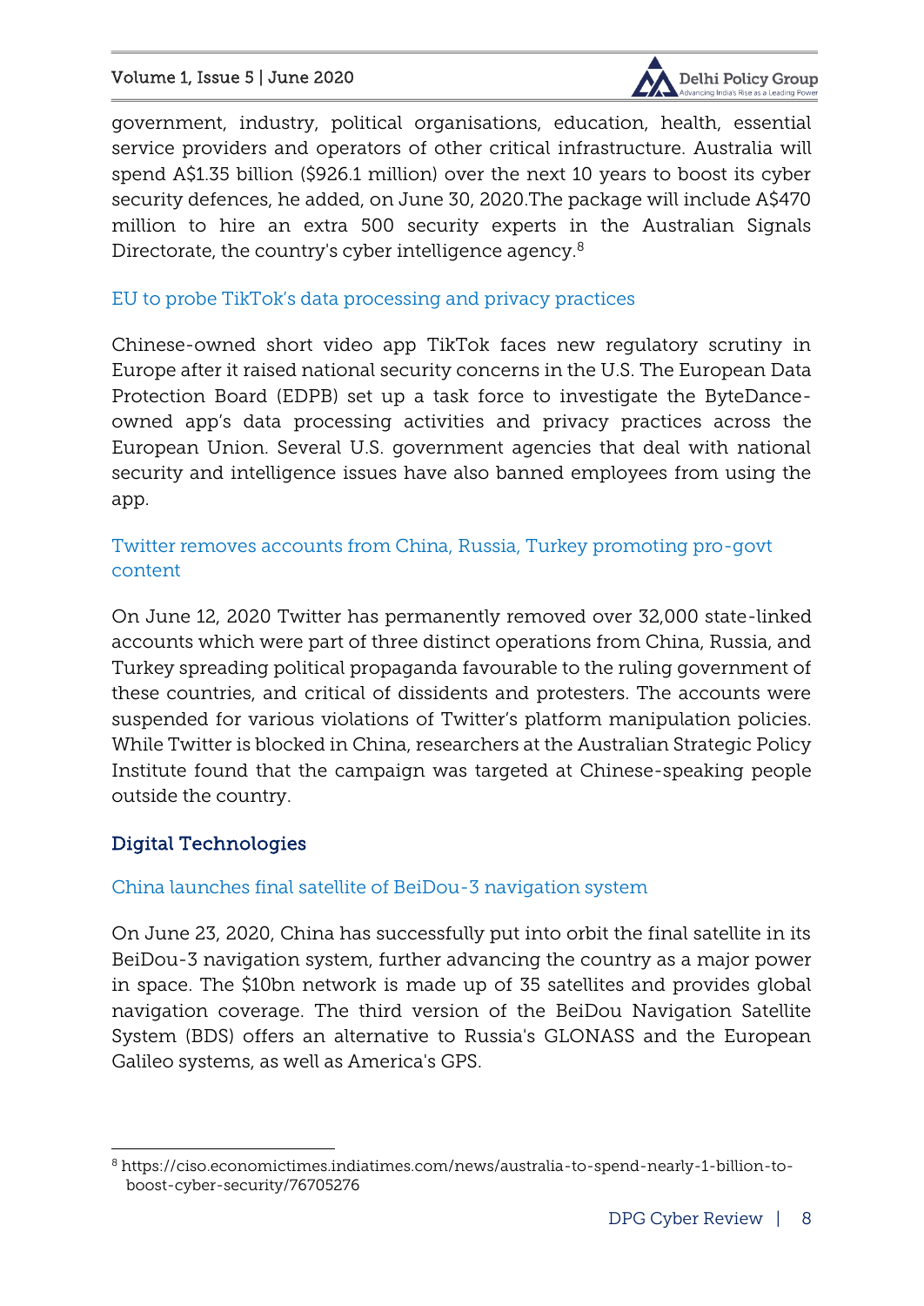government, industry, political organisations, education, health, essential service providers and operators of other critical infrastructure. Australia will spend A$1.35 billion ($926.1 million) over the next 10 years to boost its cyber security defences, he added, on June 30, 2020.The package will include A$470 million to hire an extra 500 security experts in the Australian Signals Directorate, the country's cyber intelligence agency.[8]

### EU to probe TikTok's data processing and privacy practices

Chinese-owned short video app TikTok faces new regulatory scrutiny in Europe after it raised national security concerns in the U.S. The European Data Protection Board (EDPB) set up a task force to investigate the ByteDance-owned app's data processing activities and privacy practices across the European Union. Several U.S. government agencies that deal with national security and intelligence issues have also banned employees from using the app.

### Twitter removes accounts from China, Russia, Turkey promoting pro-govt content

On June 12, 2020 Twitter has permanently removed over 32,000 state-linked accounts which were part of three distinct operations from China, Russia, and Turkey spreading political propaganda favourable to the ruling government of these countries, and critical of dissidents and protesters. The accounts were suspended for various violations of Twitter's platform manipulation policies. While Twitter is blocked in China, researchers at the Australian Strategic Policy Institute found that the campaign was targeted at Chinese-speaking people outside the country.

## Digital Technologies

### China launches final satellite of BeiDou-3 navigation system

On June 23, 2020, China has successfully put into orbit the final satellite in its BeiDou-3 navigation system, further advancing the country as a major power in space. The $10bn network is made up of 35 satellites and provides global navigation coverage. The third version of the BeiDou Navigation Satellite System (BDS) offers an alternative to Russia's GLONASS and the European Galileo systems, as well as America's GPS.

---

[8] https://ciso.economictimes.indiatimes.com/news/australia-to-spend-nearly-1-billion-to-boost-cyber-security/76705276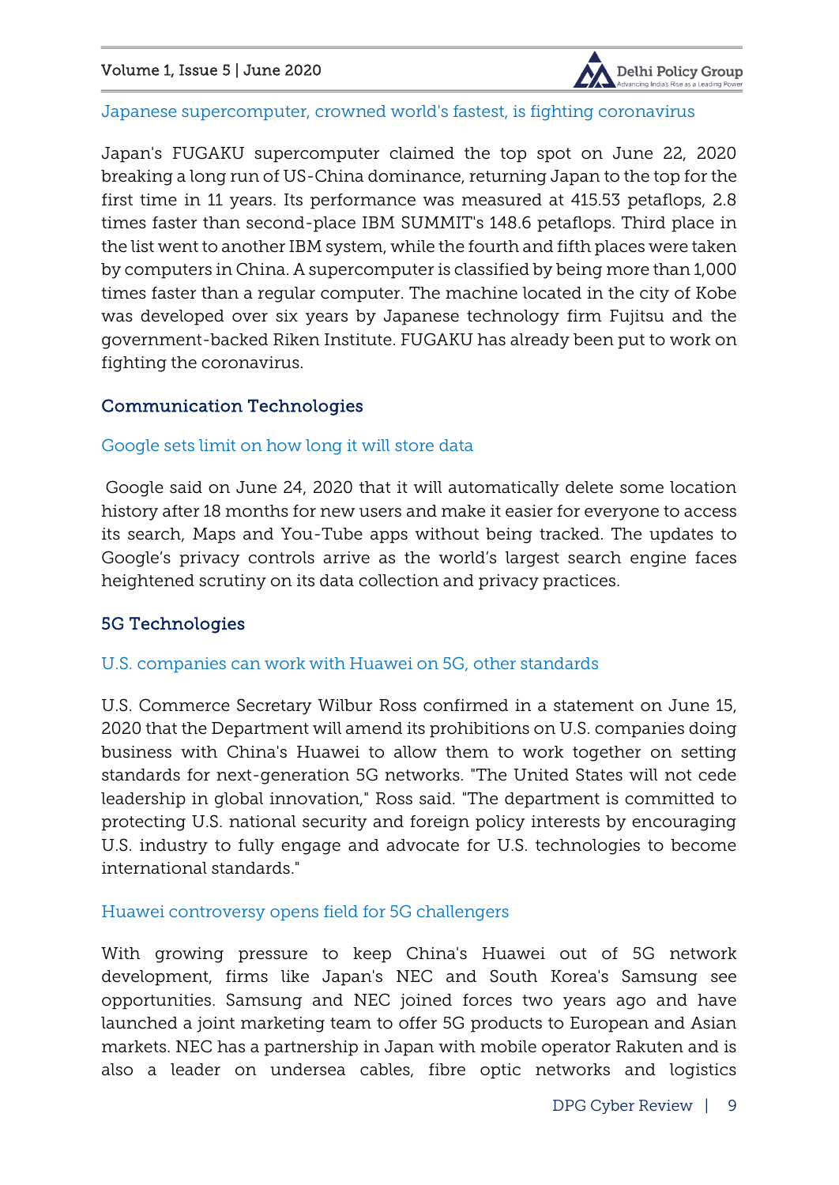### Japanese supercomputer, crowned world's fastest, is fighting coronavirus

Japan's FUGAKU supercomputer claimed the top spot on June 22, 2020 breaking a long run of US-China dominance, returning Japan to the top for the first time in 11 years. Its performance was measured at 415.53 petaflops, 2.8 times faster than second-place IBM SUMMIT's 148.6 petaflops. Third place in the list went to another IBM system, while the fourth and fifth places were taken by computers in China. A supercomputer is classified by being more than 1,000 times faster than a regular computer. The machine located in the city of Kobe was developed over six years by Japanese technology firm Fujitsu and the government-backed Riken Institute. FUGAKU has already been put to work on fighting the coronavirus.

## Communication Technologies

### Google sets limit on how long it will store data

Google said on June 24, 2020 that it will automatically delete some location history after 18 months for new users and make it easier for everyone to access its search, Maps and You-Tube apps without being tracked. The updates to Google's privacy controls arrive as the world's largest search engine faces heightened scrutiny on its data collection and privacy practices.

## 5G Technologies

### U.S. companies can work with Huawei on 5G, other standards

U.S. Commerce Secretary Wilbur Ross confirmed in a statement on June 15, 2020 that the Department will amend its prohibitions on U.S. companies doing business with China's Huawei to allow them to work together on setting standards for next-generation 5G networks. "The United States will not cede leadership in global innovation," Ross said. "The department is committed to protecting U.S. national security and foreign policy interests by encouraging U.S. industry to fully engage and advocate for U.S. technologies to become international standards."

### Huawei controversy opens field for 5G challengers

With growing pressure to keep China's Huawei out of 5G network development, firms like Japan's NEC and South Korea's Samsung see opportunities. Samsung and NEC joined forces two years ago and have launched a joint marketing team to offer 5G products to European and Asian markets. NEC has a partnership in Japan with mobile operator Rakuten and is also a leader on undersea cables, fibre optic networks and logistics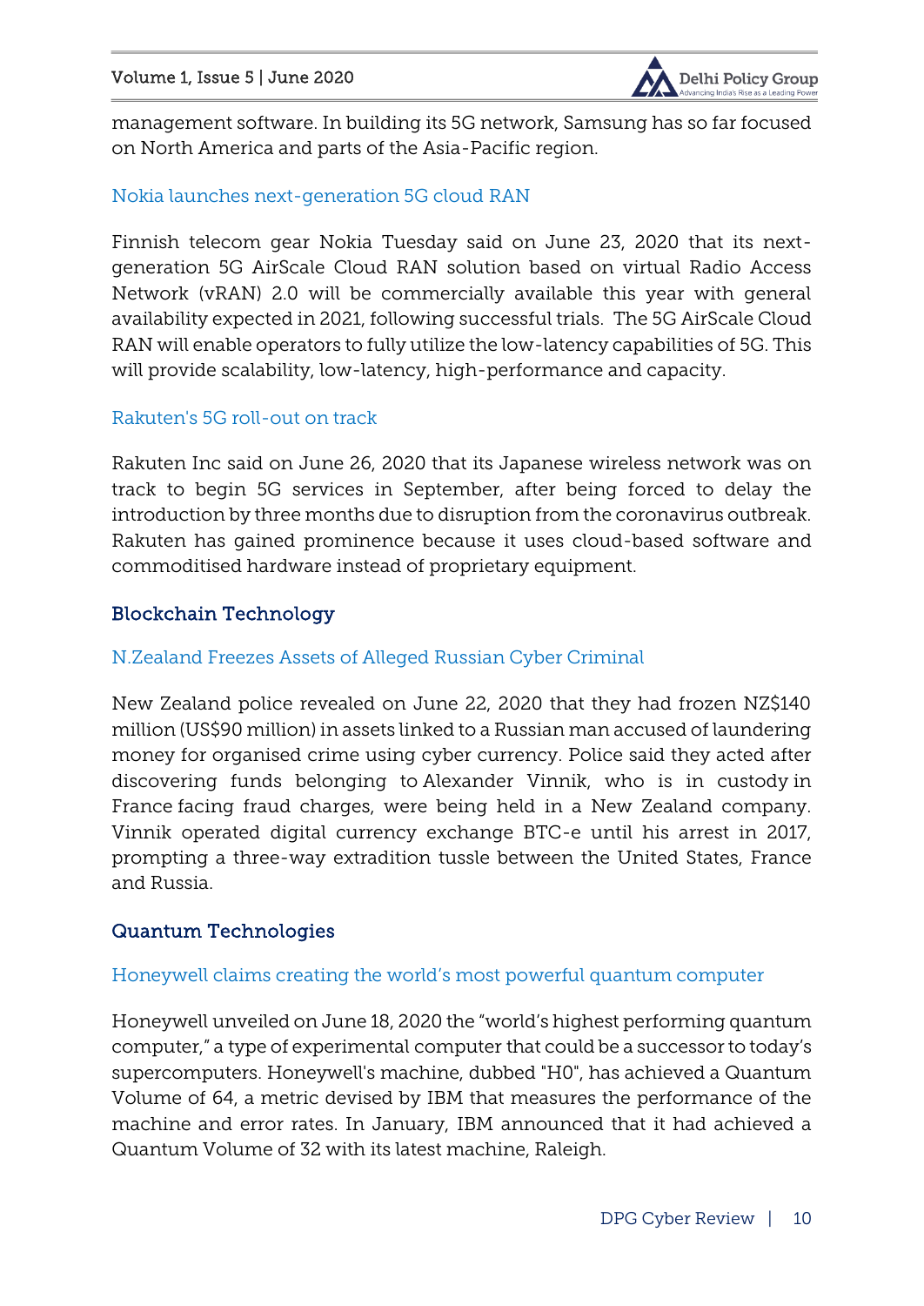management software. In building its 5G network, Samsung has so far focused on North America and parts of the Asia-Pacific region.

### Nokia launches next-generation 5G cloud RAN

Finnish telecom gear Nokia Tuesday said on June 23, 2020 that its next-generation 5G AirScale Cloud RAN solution based on virtual Radio Access Network (vRAN) 2.0 will be commercially available this year with general availability expected in 2021, following successful trials. The 5G AirScale Cloud RAN will enable operators to fully utilize the low-latency capabilities of 5G. This will provide scalability, low-latency, high-performance and capacity.

### Rakuten's 5G roll-out on track

Rakuten Inc said on June 26, 2020 that its Japanese wireless network was on track to begin 5G services in September, after being forced to delay the introduction by three months due to disruption from the coronavirus outbreak. Rakuten has gained prominence because it uses cloud-based software and commoditised hardware instead of proprietary equipment.

## Blockchain Technology

### N.Zealand Freezes Assets of Alleged Russian Cyber Criminal

New Zealand police revealed on June 22, 2020 that they had frozen NZ$140 million (US$90 million) in assets linked to a Russian man accused of laundering money for organised crime using cyber currency. Police said they acted after discovering funds belonging to Alexander Vinnik, who is in custody in France facing fraud charges, were being held in a New Zealand company. Vinnik operated digital currency exchange BTC-e until his arrest in 2017, prompting a three-way extradition tussle between the United States, France and Russia.

## Quantum Technologies

### Honeywell claims creating the world's most powerful quantum computer

Honeywell unveiled on June 18, 2020 the "world's highest performing quantum computer," a type of experimental computer that could be a successor to today's supercomputers. Honeywell's machine, dubbed "H0", has achieved a Quantum Volume of 64, a metric devised by IBM that measures the performance of the machine and error rates. In January, IBM announced that it had achieved a Quantum Volume of 32 with its latest machine, Raleigh.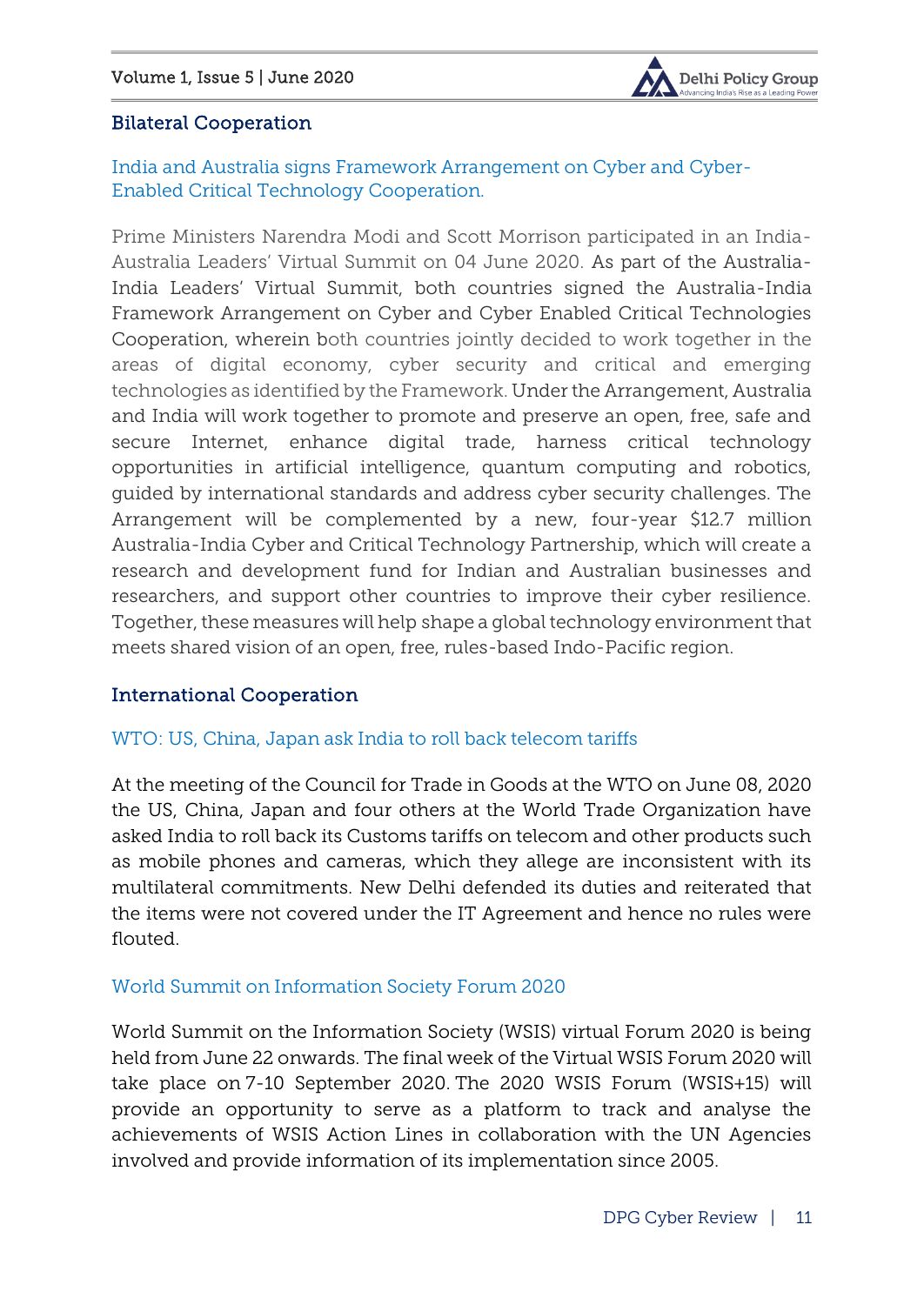## Bilateral Cooperation

### India and Australia signs Framework Arrangement on Cyber and Cyber-Enabled Critical Technology Cooperation.

Prime Ministers Narendra Modi and Scott Morrison participated in an India-Australia Leaders' Virtual Summit on 04 June 2020. As part of the Australia-India Leaders' Virtual Summit, both countries signed the Australia-India Framework Arrangement on Cyber and Cyber Enabled Critical Technologies Cooperation, wherein both countries jointly decided to work together in the areas of digital economy, cyber security and critical and emerging technologies as identified by the Framework. Under the Arrangement, Australia and India will work together to promote and preserve an open, free, safe and secure Internet, enhance digital trade, harness critical technology opportunities in artificial intelligence, quantum computing and robotics, guided by international standards and address cyber security challenges. The Arrangement will be complemented by a new, four-year $12.7 million Australia-India Cyber and Critical Technology Partnership, which will create a research and development fund for Indian and Australian businesses and researchers, and support other countries to improve their cyber resilience. Together, these measures will help shape a global technology environment that meets shared vision of an open, free, rules-based Indo-Pacific region.

## International Cooperation

### WTO: US, China, Japan ask India to roll back telecom tariffs

At the meeting of the Council for Trade in Goods at the WTO on June 08, 2020 the US, China, Japan and four others at the World Trade Organization have asked India to roll back its Customs tariffs on telecom and other products such as mobile phones and cameras, which they allege are inconsistent with its multilateral commitments. New Delhi defended its duties and reiterated that the items were not covered under the IT Agreement and hence no rules were flouted.

### World Summit on Information Society Forum 2020

World Summit on the Information Society (WSIS) virtual Forum 2020 is being held from June 22 onwards. The final week of the Virtual WSIS Forum 2020 will take place on 7-10 September 2020. The 2020 WSIS Forum (WSIS+15) will provide an opportunity to serve as a platform to track and analyse the achievements of WSIS Action Lines in collaboration with the UN Agencies involved and provide information of its implementation since 2005.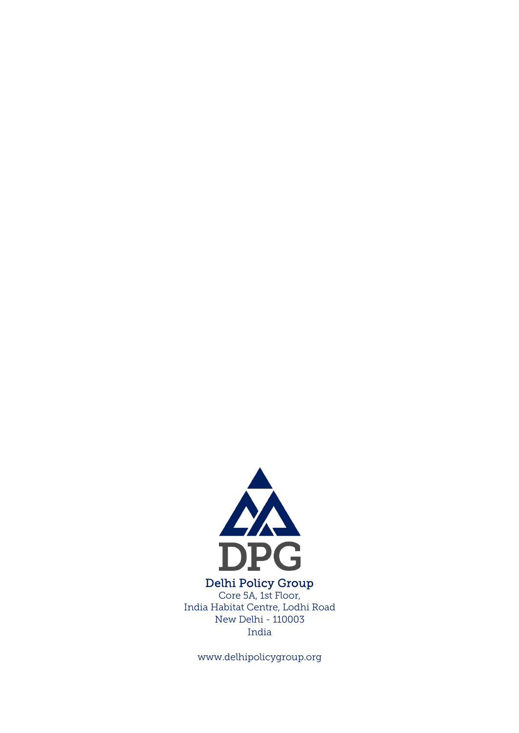DPG

Delhi Policy Group

Core 5A, 1st Floor,
India Habitat Centre, Lodhi Road
New Delhi - 110003
India

www.delhipolicygroup.org